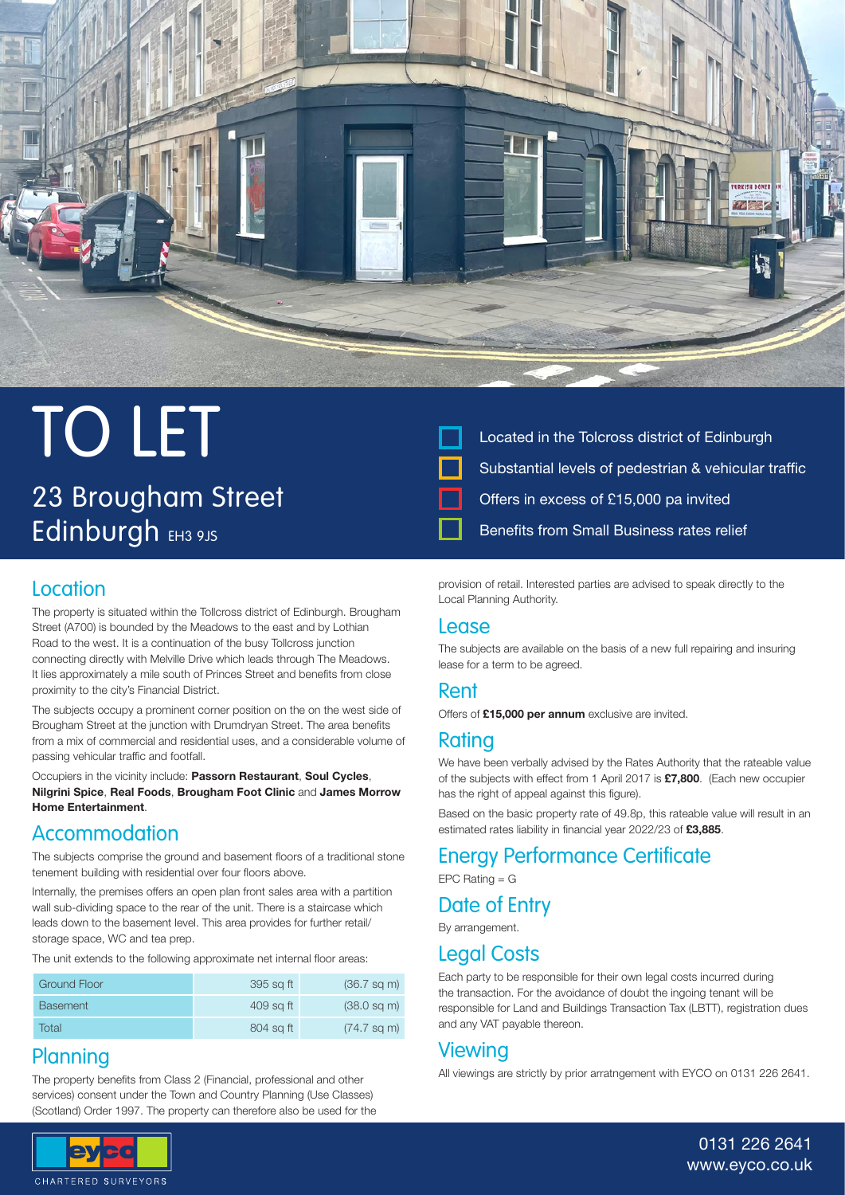# TO LET

## 23 Brougham Street Edinburgh EH3 9JS

- Located in the Tolcross district of Edinburgh
- Substantial levels of pedestrian & vehicular traffic
- Offers in excess of £15,000 pa invited
- Benefits from Small Business rates relief

## Location

The property is situated within the Tollcross district of Edinburgh. Brougham Street (A700) is bounded by the Meadows to the east and by Lothian Road to the west. It is a continuation of the busy Tollcross junction connecting directly with Melville Drive which leads through The Meadows. It lies approximately a mile south of Princes Street and benefits from close proximity to the city's Financial District.

The subjects occupy a prominent corner position on the on the west side of Brougham Street at the junction with Drumdryan Street. The area benefits from a mix of commercial and residential uses, and a considerable volume of passing vehicular traffic and footfall.

Occupiers in the vicinity include: **Passorn Restaurant**, **Soul Cycles**, **Nilgrini Spice**, **Real Foods**, **Brougham Foot Clinic** and **James Morrow Home Entertainment**.

## Accommodation

The subjects comprise the ground and basement floors of a traditional stone tenement building with residential over four floors above.

Internally, the premises offers an open plan front sales area with a partition wall sub-dividing space to the rear of the unit. There is a staircase which leads down to the basement level. This area provides for further retail/storage space, WC and tea prep.

The unit extends to the following approximate net internal floor areas:

| | | |
|---|---|---|
| Ground Floor | 395 sq ft | (36.7 sq m) |
| Basement | 409 sq ft | (38.0 sq m) |
| Total | 804 sq ft | (74.7 sq m) |

## Planning

The property benefits from Class 2 (Financial, professional and other services) consent under the Town and Country Planning (Use Classes) (Scotland) Order 1997. The property can therefore also be used for the provision of retail. Interested parties are advised to speak directly to the Local Planning Authority.

## Lease

The subjects are available on the basis of a new full repairing and insuring lease for a term to be agreed.

## Rent

Offers of **£15,000 per annum** exclusive are invited.

## Rating

We have been verbally advised by the Rates Authority that the rateable value of the subjects with effect from 1 April 2017 is **£7,800**. (Each new occupier has the right of appeal against this figure).

Based on the basic property rate of 49.8p, this rateable value will result in an estimated rates liability in financial year 2022/23 of **£3,885**.

## Energy Performance Certificate

EPC Rating = G

## Date of Entry

By arrangement.

## Legal Costs

Each party to be responsible for their own legal costs incurred during the transaction. For the avoidance of doubt the ingoing tenant will be responsible for Land and Buildings Transaction Tax (LBTT), registration dues and any VAT payable thereon.

## Viewing

All viewings are strictly by prior arratngement with EYCO on 0131 226 2641.

eyco CHARTERED SURVEYORS

0131 226 2641
www.eyco.co.uk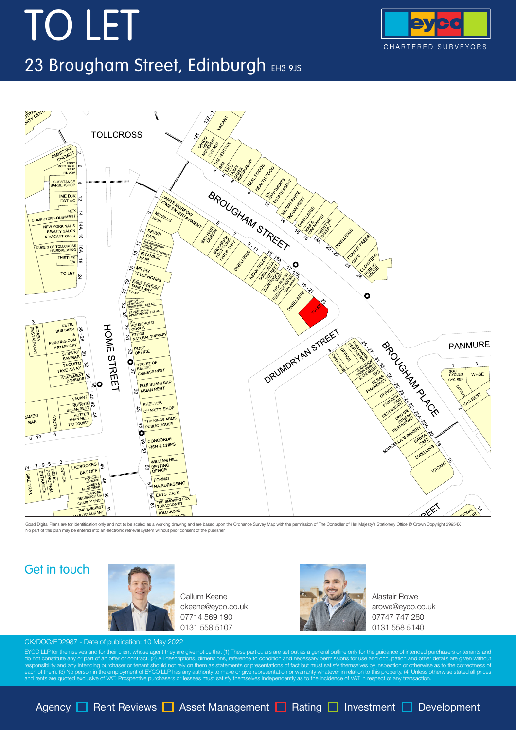# TO LET

## 23 Brougham Street, Edinburgh EH3 9JS

Goad Digital Plans are for identification only and not to be scaled as a working drawing and are based upon the Ordnance Survey Map with the permission of The Controller of Her Majesty's Stationery Office © Crown Copyright 39954X
No part of this plan may be entered into an electronic retrieval system without prior consent of the publisher.

## Get in touch

Callum Keane
ckeane@eyco.co.uk
07714 569 190
0131 558 5107

Alastair Rowe
arowe@eyco.co.uk
07747 747 280
0131 558 5140

CK/DOC/ED2987 - Date of publication: 10 May 2022

EYCO LLP for themselves and for their client whose agent they are give notice that (1) These particulars are set out as a general outline only for the guidance of intended purchasers or tenants and do not constitute any or part of an offer or contract. (2) All descriptions, dimensions, reference to condition and necessary permissions for use and occupation and other details are given without responsibility and any intending purchaser or tenant should not rely on them as statements or presentations of fact but must satisfy themselves by inspection or otherwise as to the correctness of each of them. (3) No person in the employment of EYCO LLP has any authority to make or give representation or warranty whatever in relation to this property. (4) Unless otherwise stated all prices and rents are quoted exclusive of VAT. Prospective purchasers or lessees must satisfy themselves independently as to the incidence of VAT in respect of any transaction.

Agency | Rent Reviews | Asset Management | Rating | Investment | Development